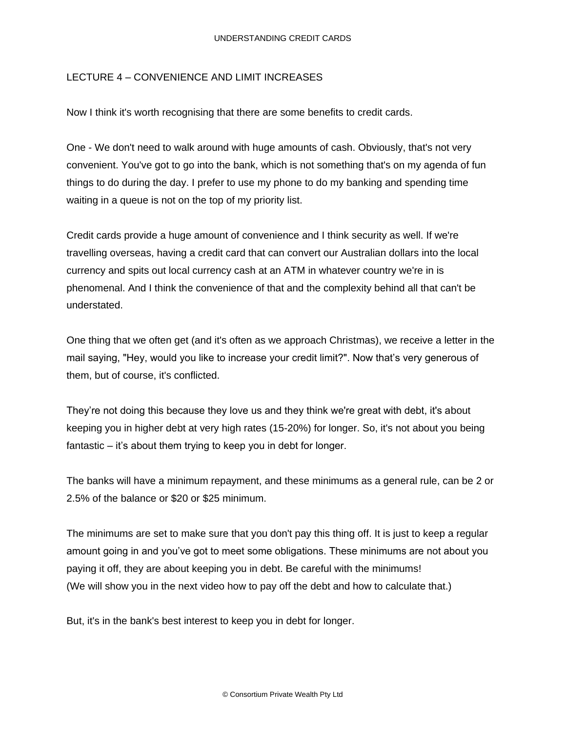## LECTURE 4 – CONVENIENCE AND LIMIT INCREASES

Now I think it's worth recognising that there are some benefits to credit cards.

One - We don't need to walk around with huge amounts of cash. Obviously, that's not very convenient. You've got to go into the bank, which is not something that's on my agenda of fun things to do during the day. I prefer to use my phone to do my banking and spending time waiting in a queue is not on the top of my priority list.

Credit cards provide a huge amount of convenience and I think security as well. If we're travelling overseas, having a credit card that can convert our Australian dollars into the local currency and spits out local currency cash at an ATM in whatever country we're in is phenomenal. And I think the convenience of that and the complexity behind all that can't be understated.

One thing that we often get (and it's often as we approach Christmas), we receive a letter in the mail saying, "Hey, would you like to increase your credit limit?". Now that's very generous of them, but of course, it's conflicted.

They're not doing this because they love us and they think we're great with debt, it's about keeping you in higher debt at very high rates (15-20%) for longer. So, it's not about you being fantastic – it's about them trying to keep you in debt for longer.

The banks will have a minimum repayment, and these minimums as a general rule, can be 2 or 2.5% of the balance or $20 or $25 minimum.

The minimums are set to make sure that you don't pay this thing off. It is just to keep a regular amount going in and you've got to meet some obligations. These minimums are not about you paying it off, they are about keeping you in debt. Be careful with the minimums!
(We will show you in the next video how to pay off the debt and how to calculate that.)

But, it's in the bank's best interest to keep you in debt for longer.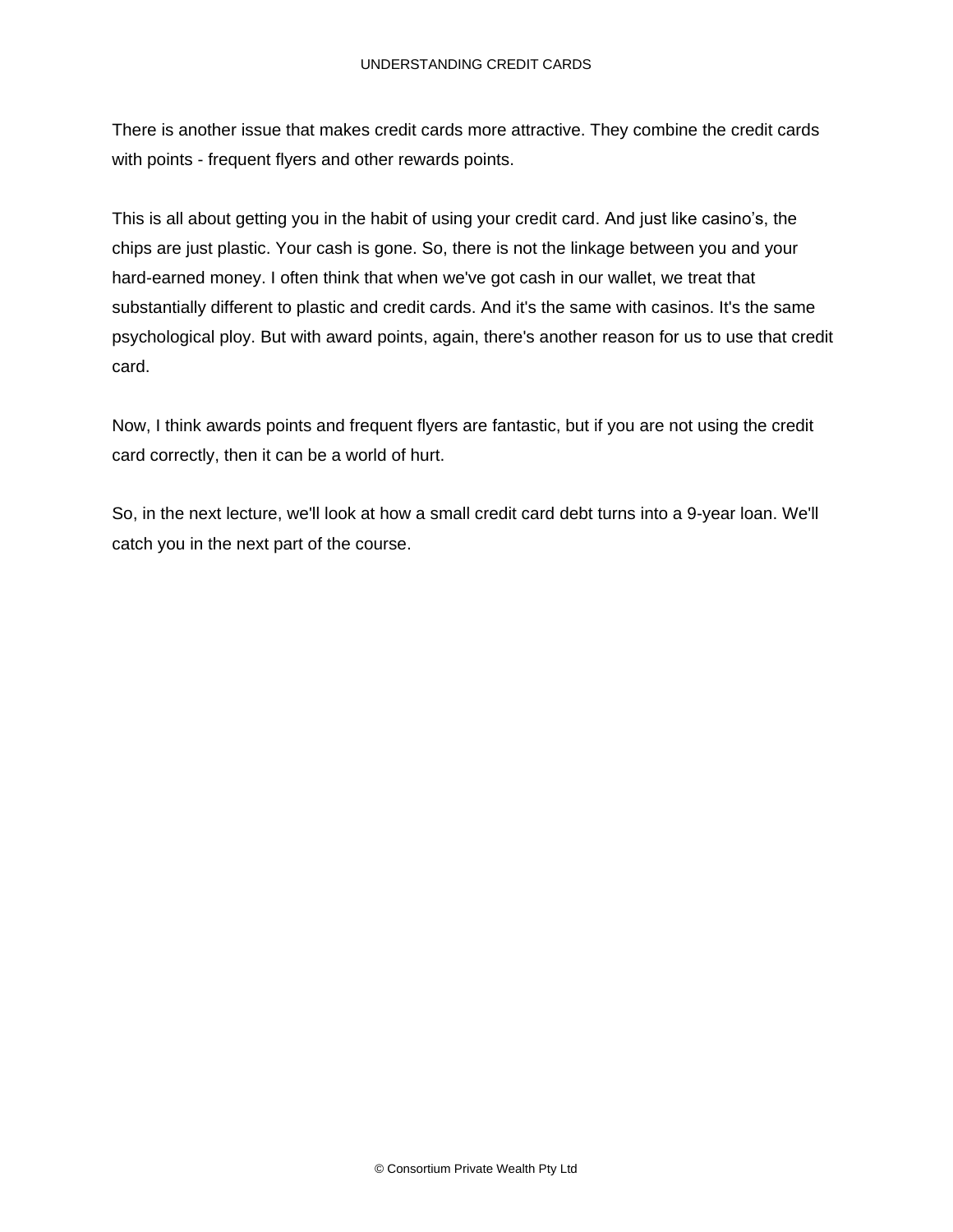There is another issue that makes credit cards more attractive. They combine the credit cards with points - frequent flyers and other rewards points.

This is all about getting you in the habit of using your credit card. And just like casino's, the chips are just plastic. Your cash is gone. So, there is not the linkage between you and your hard-earned money. I often think that when we've got cash in our wallet, we treat that substantially different to plastic and credit cards. And it's the same with casinos. It's the same psychological ploy. But with award points, again, there's another reason for us to use that credit card.

Now, I think awards points and frequent flyers are fantastic, but if you are not using the credit card correctly, then it can be a world of hurt.

So, in the next lecture, we'll look at how a small credit card debt turns into a 9-year loan. We'll catch you in the next part of the course.